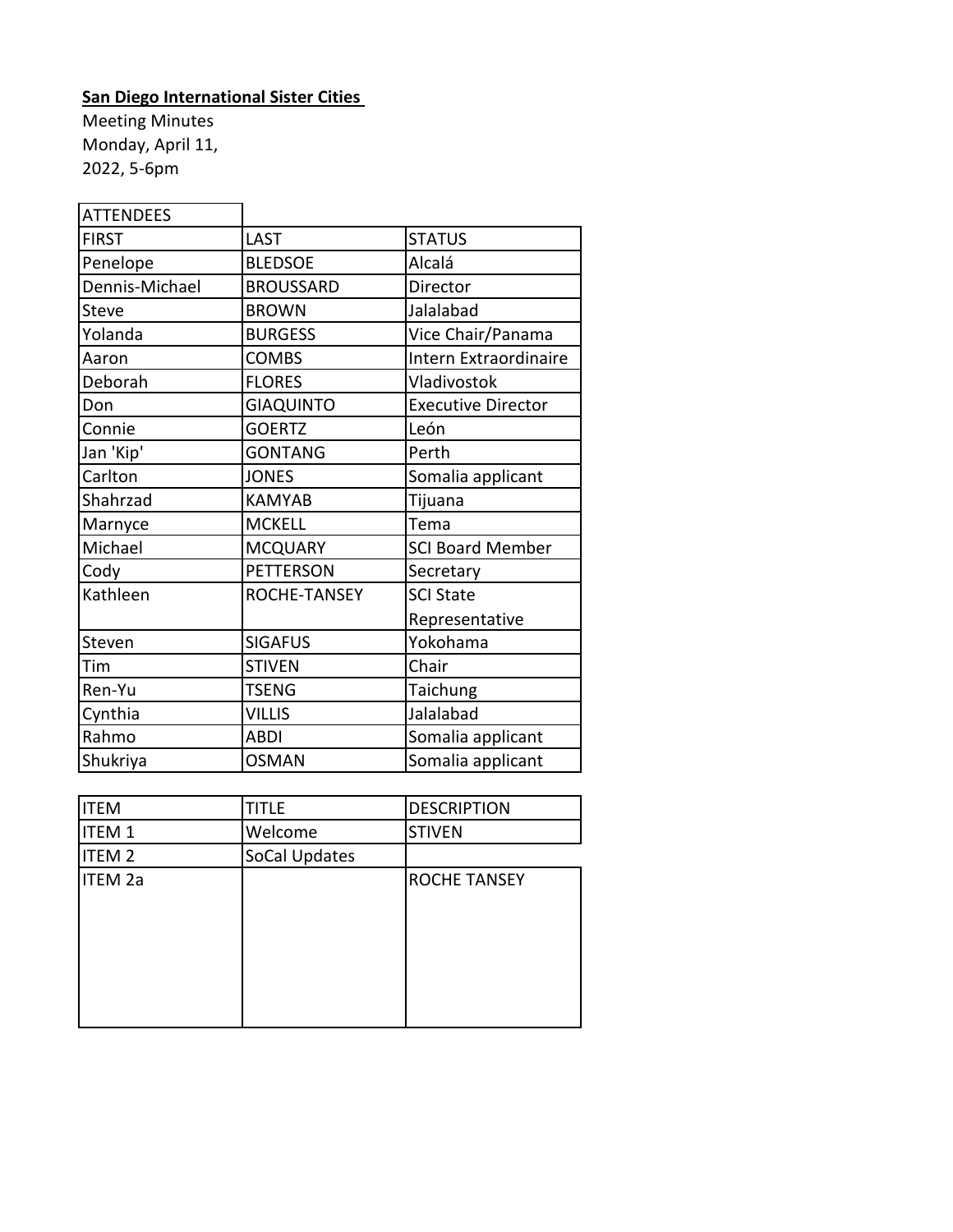**San Diego International Sister Cities**

Meeting Minutes
Monday, April 11,
2022, 5-6pm

| ATTENDEES | | |
|---|---|---|
| FIRST | LAST | STATUS |
| Penelope | BLEDSOE | Alcalá |
| Dennis-Michael | BROUSSARD | Director |
| Steve | BROWN | Jalalabad |
| Yolanda | BURGESS | Vice Chair/Panama |
| Aaron | COMBS | Intern Extraordinaire |
| Deborah | FLORES | Vladivostok |
| Don | GIAQUINTO | Executive Director |
| Connie | GOERTZ | León |
| Jan 'Kip' | GONTANG | Perth |
| Carlton | JONES | Somalia applicant |
| Shahrzad | KAMYAB | Tijuana |
| Marnyce | MCKELL | Tema |
| Michael | MCQUARY | SCI Board Member |
| Cody | PETTERSON | Secretary |
| Kathleen | ROCHE-TANSEY | SCI State Representative |
| Steven | SIGAFUS | Yokohama |
| Tim | STIVEN | Chair |
| Ren-Yu | TSENG | Taichung |
| Cynthia | VILLIS | Jalalabad |
| Rahmo | ABDI | Somalia applicant |
| Shukriya | OSMAN | Somalia applicant |

| ITEM | TITLE | DESCRIPTION |
|---|---|---|
| ITEM 1 | Welcome | STIVEN |
| ITEM 2 | SoCal Updates | |
| ITEM 2a | | ROCHE TANSEY |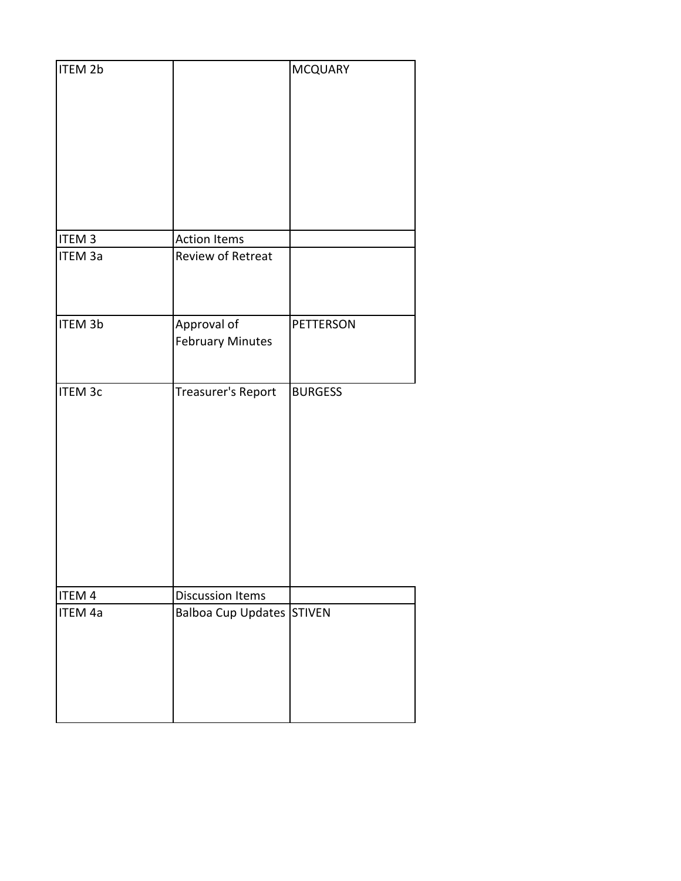| ITEM 2b | | MCQUARY |
|---|---|---|
| ITEM 3 | Action Items | |
| ITEM 3a | Review of Retreat | |
| ITEM 3b | Approval of February Minutes | PETTERSON |
| ITEM 3c | Treasurer's Report | BURGESS |
| ITEM 4 | Discussion Items | |
| ITEM 4a | Balboa Cup Updates | STIVEN |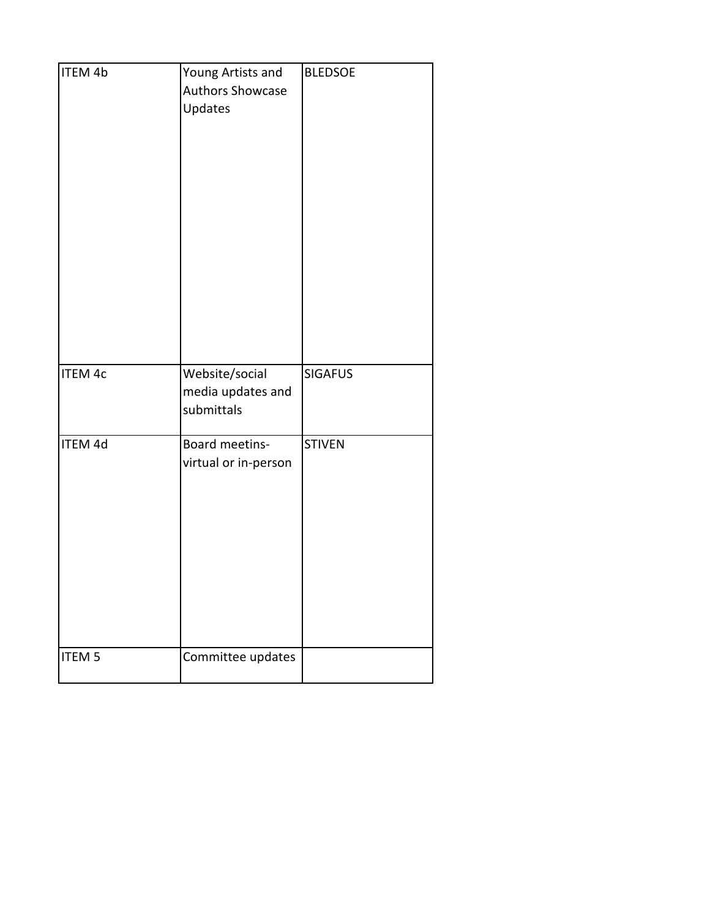| ITEM 4b | Young Artists and Authors Showcase Updates | BLEDSOE |
| --- | --- | --- |
| ITEM 4c | Website/social media updates and submittals | SIGAFUS |
| ITEM 4d | Board meetins- virtual or in-person | STIVEN |
| ITEM 5 | Committee updates | |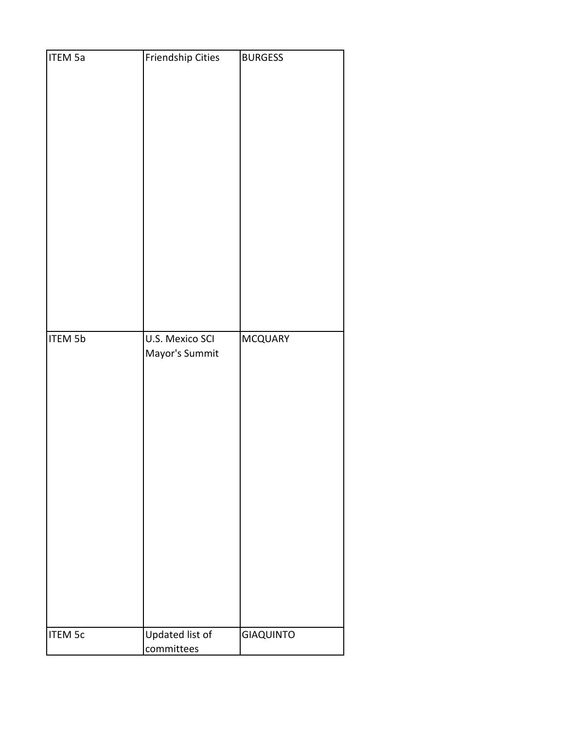| ITEM 5a | Friendship Cities | BURGESS |
| --- | --- | --- |
| ITEM 5b | U.S. Mexico SCI Mayor's Summit | MCQUARY |
| ITEM 5c | Updated list of committees | GIAQUINTO |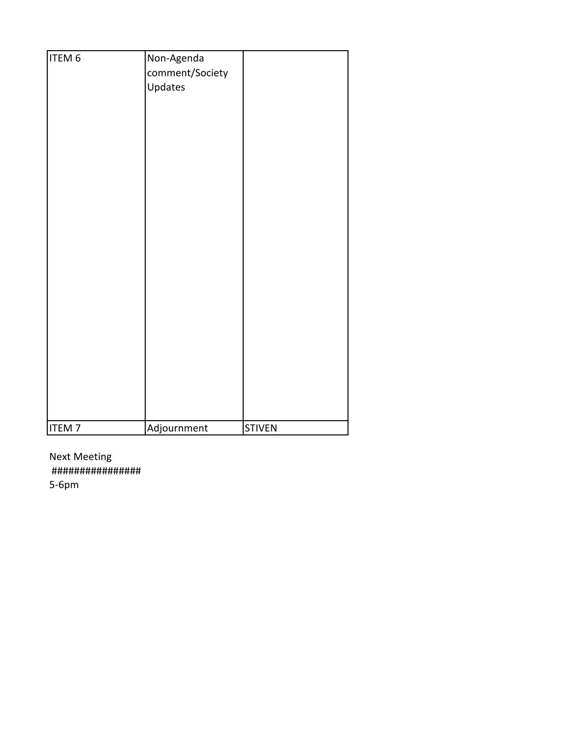| ITEM 6 | Non-Agenda comment/Society Updates | |
|---|---|---|
| ITEM 7 | Adjournment | STIVEN |

Next Meeting
################
5-6pm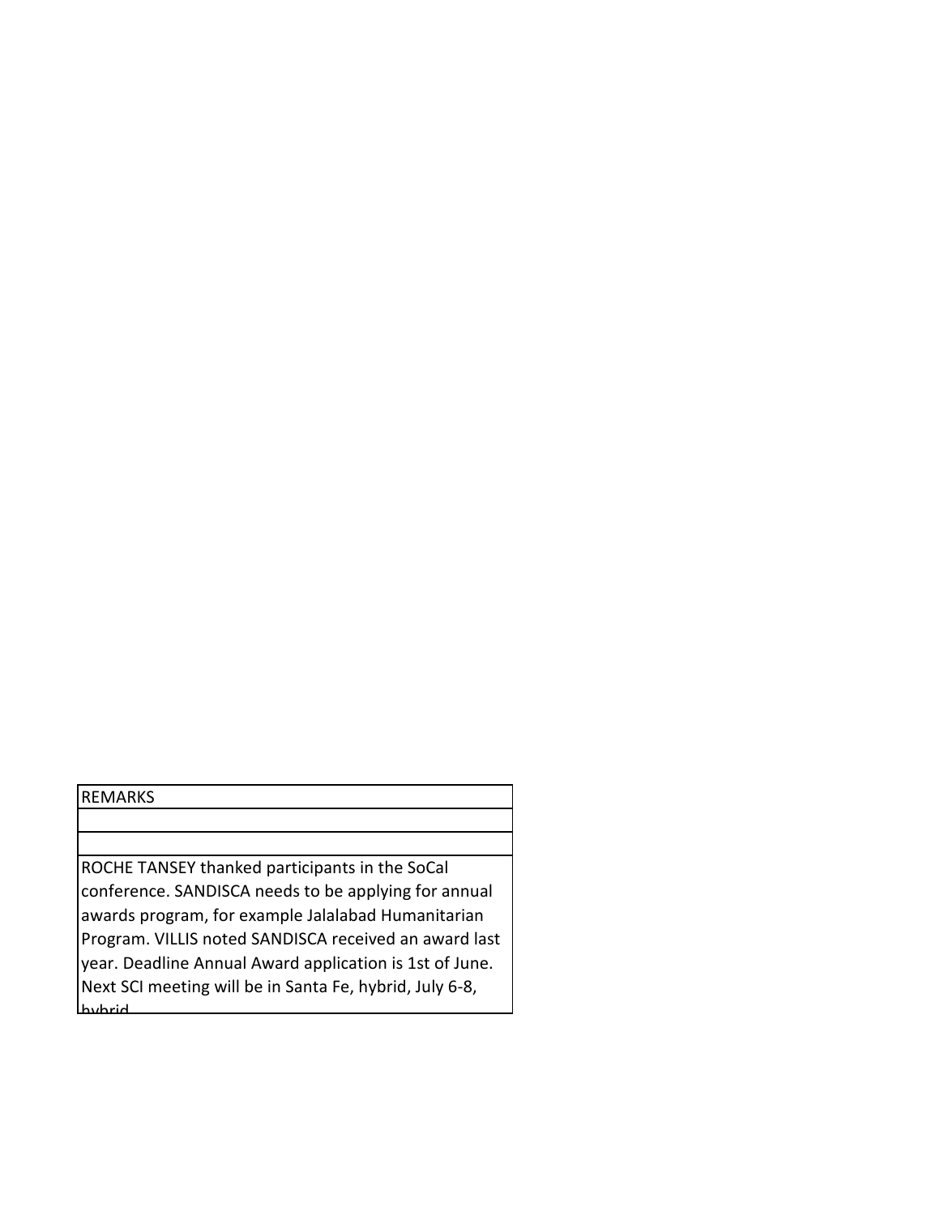| REMARKS |
| --- |
| |
| |
| ROCHE TANSEY thanked participants in the SoCal conference. SANDISCA needs to be applying for annual awards program, for example Jalalabad Humanitarian Program. VILLIS noted SANDISCA received an award last year. Deadline Annual Award application is 1st of June. Next SCI meeting will be in Santa Fe, hybrid, July 6-8, hybrid |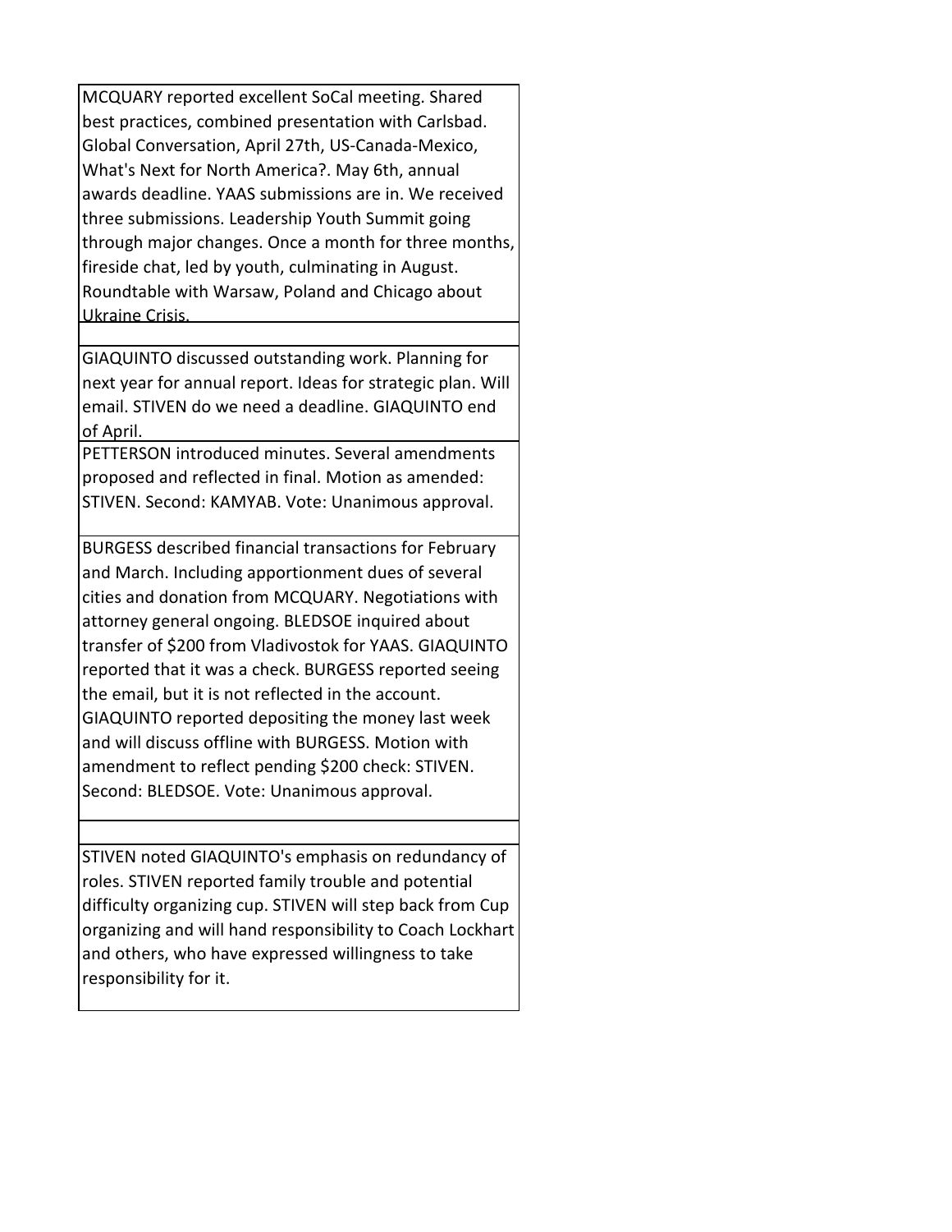| |
|---|
| MCQUARY reported excellent SoCal meeting. Shared best practices, combined presentation with Carlsbad. Global Conversation, April 27th, US-Canada-Mexico, What's Next for North America?. May 6th, annual awards deadline. YAAS submissions are in. We received three submissions. Leadership Youth Summit going through major changes. Once a month for three months, fireside chat, led by youth, culminating in August. Roundtable with Warsaw, Poland and Chicago about Ukraine Crisis. |
| |
| GIAQUINTO discussed outstanding work. Planning for next year for annual report. Ideas for strategic plan. Will email. STIVEN do we need a deadline. GIAQUINTO end of April. |
| PETTERSON introduced minutes. Several amendments proposed and reflected in final. Motion as amended: STIVEN. Second: KAMYAB. Vote: Unanimous approval. |
| BURGESS described financial transactions for February and March. Including apportionment dues of several cities and donation from MCQUARY. Negotiations with attorney general ongoing. BLEDSOE inquired about transfer of $200 from Vladivostok for YAAS. GIAQUINTO reported that it was a check. BURGESS reported seeing the email, but it is not reflected in the account. GIAQUINTO reported depositing the money last week and will discuss offline with BURGESS. Motion with amendment to reflect pending $200 check: STIVEN. Second: BLEDSOE. Vote: Unanimous approval. |
| |
| STIVEN noted GIAQUINTO's emphasis on redundancy of roles. STIVEN reported family trouble and potential difficulty organizing cup. STIVEN will step back from Cup organizing and will hand responsibility to Coach Lockhart and others, who have expressed willingness to take responsibility for it. |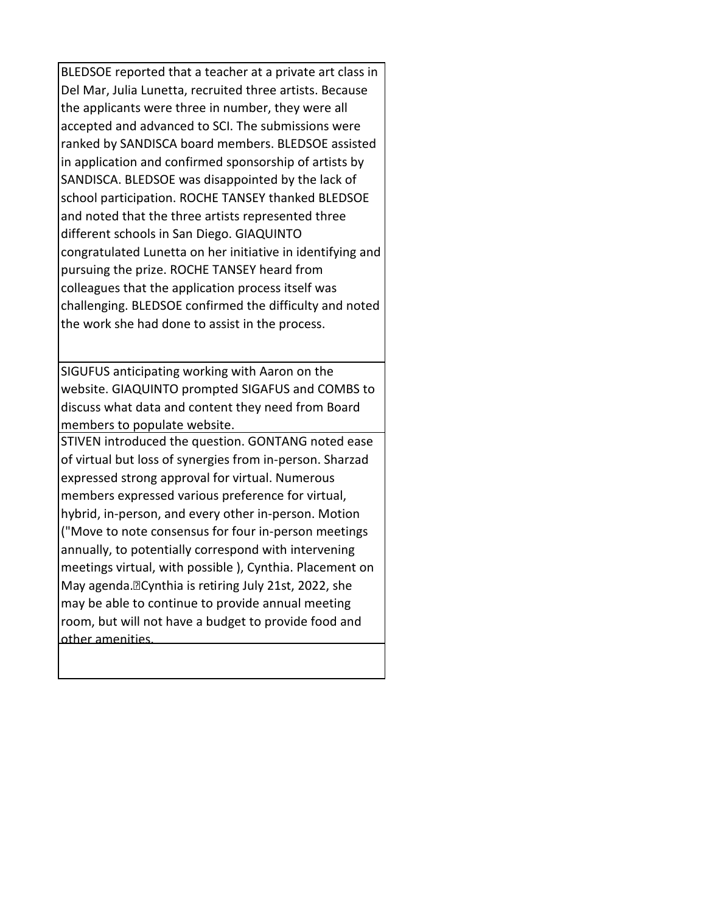| |
|---|
| BLEDSOE reported that a teacher at a private art class in Del Mar, Julia Lunetta, recruited three artists. Because the applicants were three in number, they were all accepted and advanced to SCI. The submissions were ranked by SANDISCA board members. BLEDSOE assisted in application and confirmed sponsorship of artists by SANDISCA. BLEDSOE was disappointed by the lack of school participation. ROCHE TANSEY thanked BLEDSOE and noted that the three artists represented three different schools in San Diego. GIAQUINTO congratulated Lunetta on her initiative in identifying and pursuing the prize. ROCHE TANSEY heard from colleagues that the application process itself was challenging. BLEDSOE confirmed the difficulty and noted the work she had done to assist in the process. |
| SIGUFUS anticipating working with Aaron on the website. GIAQUINTO prompted SIGAFUS and COMBS to discuss what data and content they need from Board members to populate website. |
| STIVEN introduced the question. GONTANG noted ease of virtual but loss of synergies from in-person. Sharzad expressed strong approval for virtual. Numerous members expressed various preference for virtual, hybrid, in-person, and every other in-person. Motion ("Move to note consensus for four in-person meetings annually, to potentially correspond with intervening meetings virtual, with possible ), Cynthia. Placement on May agenda. Cynthia is retiring July 21st, 2022, she may be able to continue to provide annual meeting room, but will not have a budget to provide food and other amenities. |
| |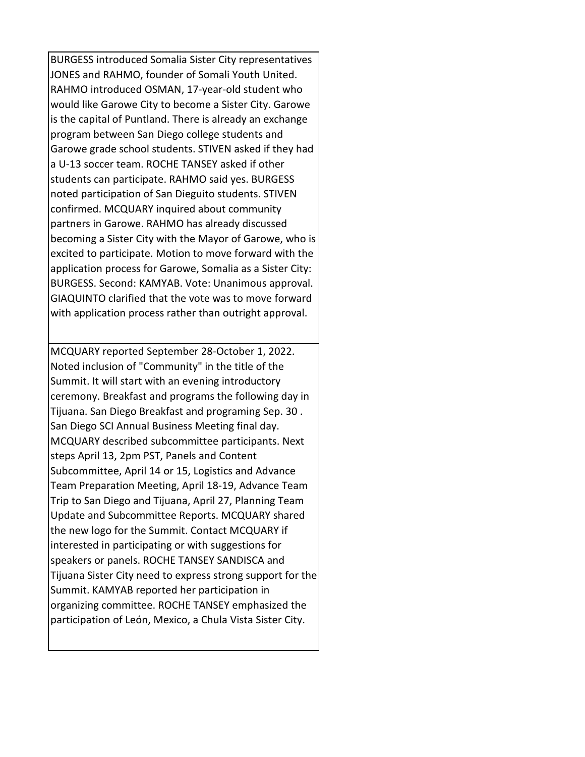| |
|---|
| BURGESS introduced Somalia Sister City representatives JONES and RAHMO, founder of Somali Youth United. RAHMO introduced OSMAN, 17-year-old student who would like Garowe City to become a Sister City. Garowe is the capital of Puntland. There is already an exchange program between San Diego college students and Garowe grade school students. STIVEN asked if they had a U-13 soccer team. ROCHE TANSEY asked if other students can participate. RAHMO said yes. BURGESS noted participation of San Dieguito students. STIVEN confirmed. MCQUARY inquired about community partners in Garowe. RAHMO has already discussed becoming a Sister City with the Mayor of Garowe, who is excited to participate. Motion to move forward with the application process for Garowe, Somalia as a Sister City: BURGESS. Second: KAMYAB. Vote: Unanimous approval. GIAQUINTO clarified that the vote was to move forward with application process rather than outright approval. |
| MCQUARY reported September 28-October 1, 2022. Noted inclusion of "Community" in the title of the Summit. It will start with an evening introductory ceremony. Breakfast and programs the following day in Tijuana. San Diego Breakfast and programing Sep. 30 . San Diego SCI Annual Business Meeting final day. MCQUARY described subcommittee participants. Next steps April 13, 2pm PST, Panels and Content Subcommittee, April 14 or 15, Logistics and Advance Team Preparation Meeting, April 18-19, Advance Team Trip to San Diego and Tijuana, April 27, Planning Team Update and Subcommittee Reports. MCQUARY shared the new logo for the Summit. Contact MCQUARY if interested in participating or with suggestions for speakers or panels. ROCHE TANSEY SANDISCA and Tijuana Sister City need to express strong support for the Summit. KAMYAB reported her participation in organizing committee. ROCHE TANSEY emphasized the participation of León, Mexico, a Chula Vista Sister City. |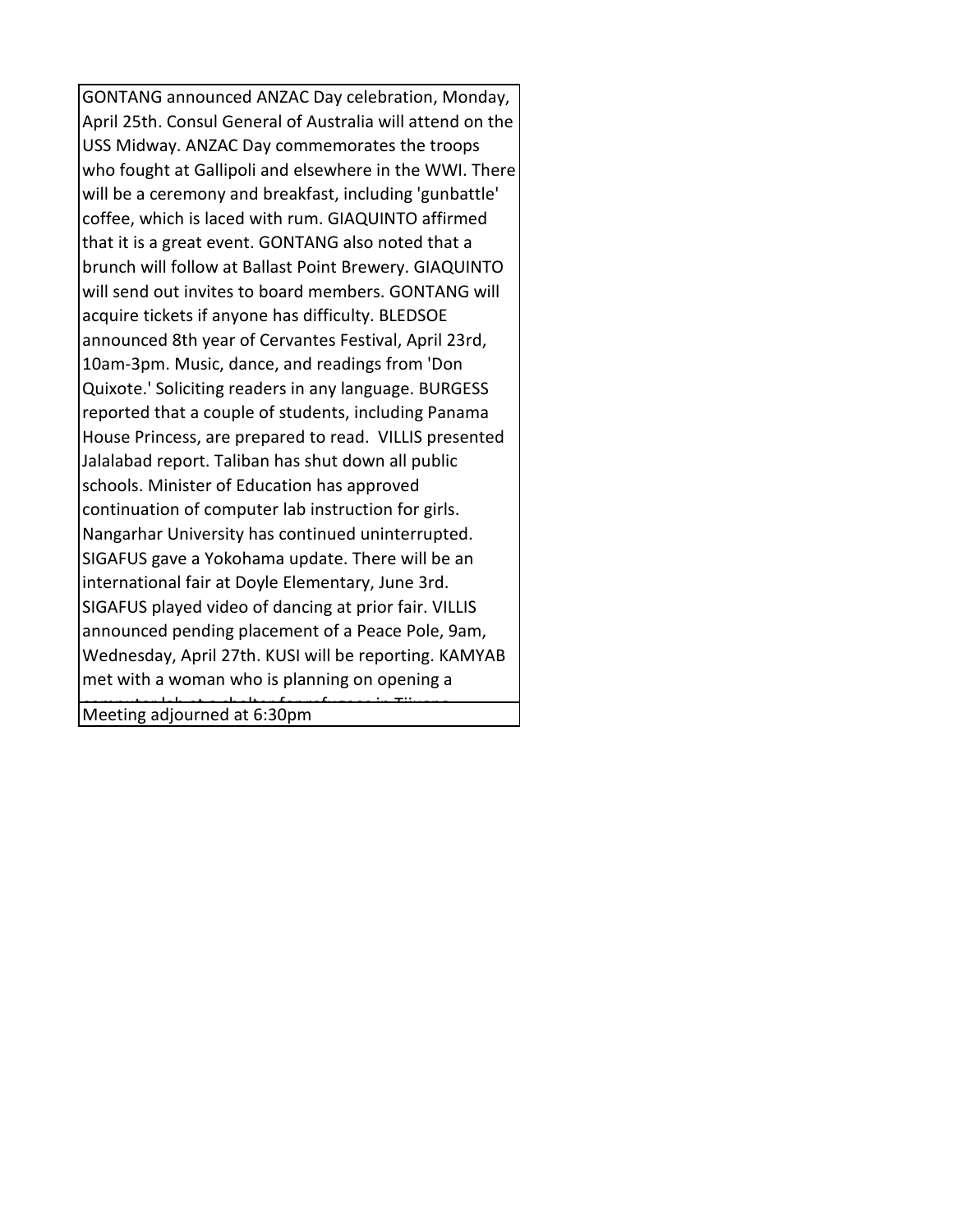GONTANG announced ANZAC Day celebration, Monday, April 25th. Consul General of Australia will attend on the USS Midway. ANZAC Day commemorates the troops who fought at Gallipoli and elsewhere in the WWI. There will be a ceremony and breakfast, including 'gunbattle' coffee, which is laced with rum. GIAQUINTO affirmed that it is a great event. GONTANG also noted that a brunch will follow at Ballast Point Brewery. GIAQUINTO will send out invites to board members. GONTANG will acquire tickets if anyone has difficulty. BLEDSOE announced 8th year of Cervantes Festival, April 23rd, 10am-3pm. Music, dance, and readings from 'Don Quixote.' Soliciting readers in any language. BURGESS reported that a couple of students, including Panama House Princess, are prepared to read. VILLIS presented Jalalabad report. Taliban has shut down all public schools. Minister of Education has approved continuation of computer lab instruction for girls. Nangarhar University has continued uninterrupted. SIGAFUS gave a Yokohama update. There will be an international fair at Doyle Elementary, June 3rd. SIGAFUS played video of dancing at prior fair. VILLIS announced pending placement of a Peace Pole, 9am, Wednesday, April 27th. KUSI will be reporting. KAMYAB met with a woman who is planning on opening a computer lab at a shelter for refugees in Tijuana

Meeting adjourned at 6:30pm